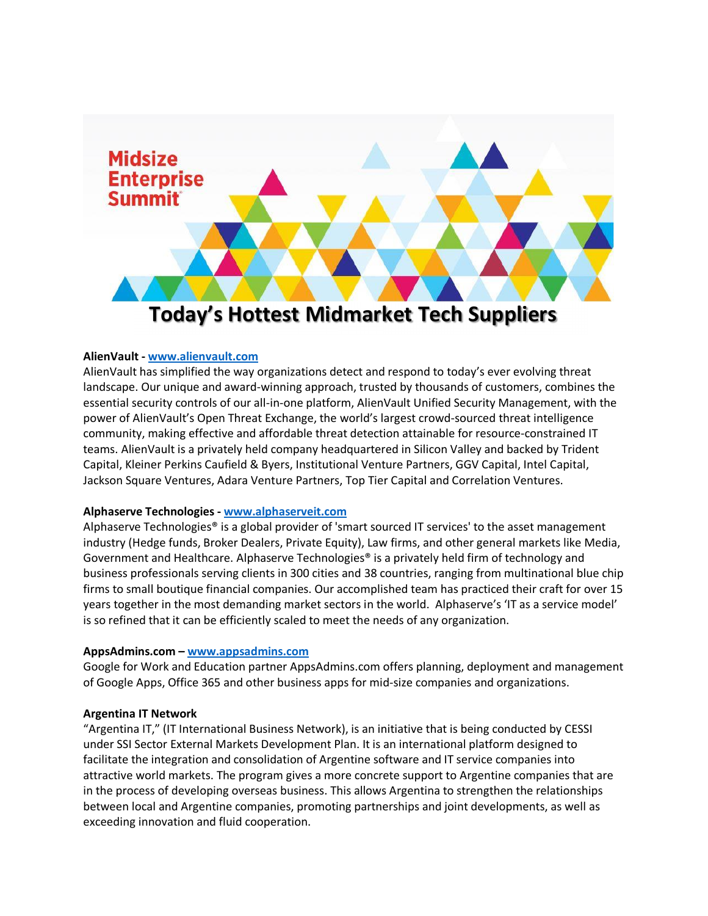# Today's Hottest Midmarket Tech Suppliers

**AlienVault - www.alienvault.com**
AlienVault has simplified the way organizations detect and respond to today's ever evolving threat landscape. Our unique and award-winning approach, trusted by thousands of customers, combines the essential security controls of our all-in-one platform, AlienVault Unified Security Management, with the power of AlienVault's Open Threat Exchange, the world's largest crowd-sourced threat intelligence community, making effective and affordable threat detection attainable for resource-constrained IT teams. AlienVault is a privately held company headquartered in Silicon Valley and backed by Trident Capital, Kleiner Perkins Caufield & Byers, Institutional Venture Partners, GGV Capital, Intel Capital, Jackson Square Ventures, Adara Venture Partners, Top Tier Capital and Correlation Ventures.

**Alphaserve Technologies - www.alphaserveit.com**
Alphaserve Technologies® is a global provider of 'smart sourced IT services' to the asset management industry (Hedge funds, Broker Dealers, Private Equity), Law firms, and other general markets like Media, Government and Healthcare. Alphaserve Technologies® is a privately held firm of technology and business professionals serving clients in 300 cities and 38 countries, ranging from multinational blue chip firms to small boutique financial companies. Our accomplished team has practiced their craft for over 15 years together in the most demanding market sectors in the world. Alphaserve's 'IT as a service model' is so refined that it can be efficiently scaled to meet the needs of any organization.

**AppsAdmins.com – www.appsadmins.com**
Google for Work and Education partner AppsAdmins.com offers planning, deployment and management of Google Apps, Office 365 and other business apps for mid-size companies and organizations.

**Argentina IT Network**
"Argentina IT," (IT International Business Network), is an initiative that is being conducted by CESSI under SSI Sector External Markets Development Plan. It is an international platform designed to facilitate the integration and consolidation of Argentine software and IT service companies into attractive world markets. The program gives a more concrete support to Argentine companies that are in the process of developing overseas business. This allows Argentina to strengthen the relationships between local and Argentine companies, promoting partnerships and joint developments, as well as exceeding innovation and fluid cooperation.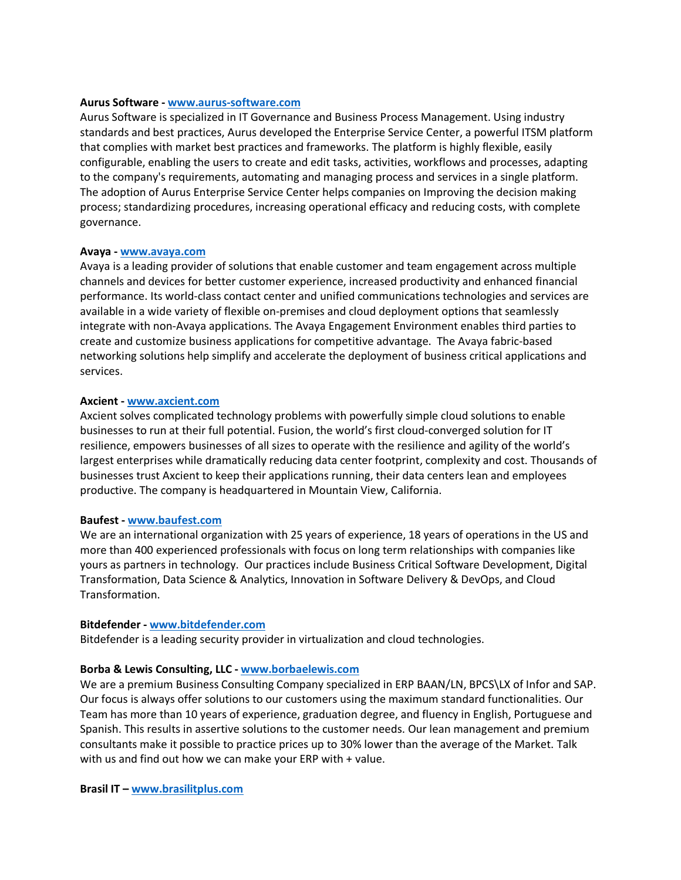**Aurus Software - [www.aurus-software.com](http://www.aurus-software.com)**
Aurus Software is specialized in IT Governance and Business Process Management. Using industry standards and best practices, Aurus developed the Enterprise Service Center, a powerful ITSM platform that complies with market best practices and frameworks. The platform is highly flexible, easily configurable, enabling the users to create and edit tasks, activities, workflows and processes, adapting to the company's requirements, automating and managing process and services in a single platform. The adoption of Aurus Enterprise Service Center helps companies on Improving the decision making process; standardizing procedures, increasing operational efficacy and reducing costs, with complete governance.

**Avaya - [www.avaya.com](http://www.avaya.com)**
Avaya is a leading provider of solutions that enable customer and team engagement across multiple channels and devices for better customer experience, increased productivity and enhanced financial performance. Its world-class contact center and unified communications technologies and services are available in a wide variety of flexible on-premises and cloud deployment options that seamlessly integrate with non-Avaya applications. The Avaya Engagement Environment enables third parties to create and customize business applications for competitive advantage. The Avaya fabric-based networking solutions help simplify and accelerate the deployment of business critical applications and services.

**Axcient - [www.axcient.com](http://www.axcient.com)**
Axcient solves complicated technology problems with powerfully simple cloud solutions to enable businesses to run at their full potential. Fusion, the world's first cloud-converged solution for IT resilience, empowers businesses of all sizes to operate with the resilience and agility of the world's largest enterprises while dramatically reducing data center footprint, complexity and cost. Thousands of businesses trust Axcient to keep their applications running, their data centers lean and employees productive. The company is headquartered in Mountain View, California.

**Baufest - [www.baufest.com](http://www.baufest.com)**
We are an international organization with 25 years of experience, 18 years of operations in the US and more than 400 experienced professionals with focus on long term relationships with companies like yours as partners in technology. Our practices include Business Critical Software Development, Digital Transformation, Data Science & Analytics, Innovation in Software Delivery & DevOps, and Cloud Transformation.

**Bitdefender - [www.bitdefender.com](http://www.bitdefender.com)**
Bitdefender is a leading security provider in virtualization and cloud technologies.

**Borba & Lewis Consulting, LLC - [www.borbaelewis.com](http://www.borbaelewis.com)**
We are a premium Business Consulting Company specialized in ERP BAAN/LN, BPCS\LX of Infor and SAP. Our focus is always offer solutions to our customers using the maximum standard functionalities. Our Team has more than 10 years of experience, graduation degree, and fluency in English, Portuguese and Spanish. This results in assertive solutions to the customer needs. Our lean management and premium consultants make it possible to practice prices up to 30% lower than the average of the Market. Talk with us and find out how we can make your ERP with + value.

**Brasil IT – [www.brasilitplus.com](http://www.brasilitplus.com)**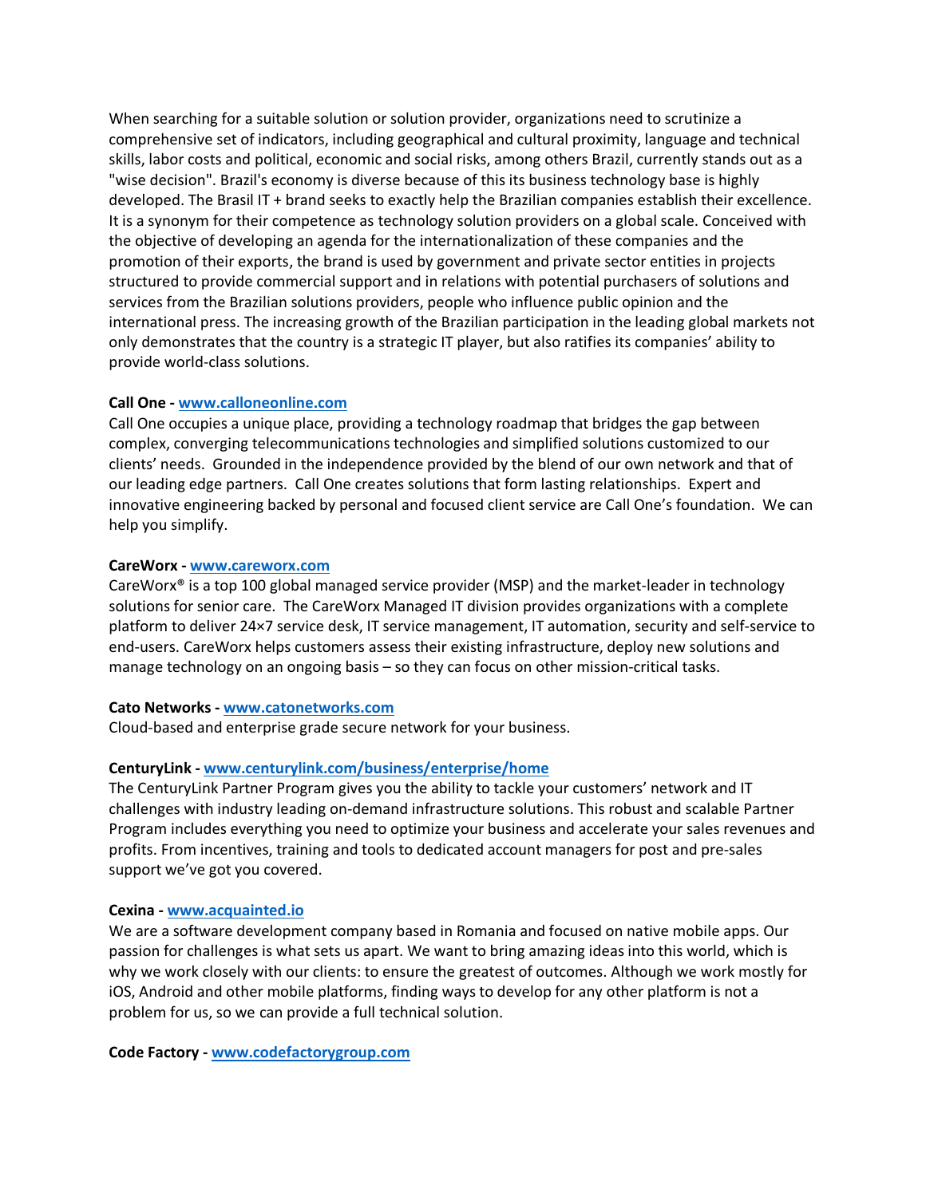When searching for a suitable solution or solution provider, organizations need to scrutinize a comprehensive set of indicators, including geographical and cultural proximity, language and technical skills, labor costs and political, economic and social risks, among others Brazil, currently stands out as a "wise decision". Brazil's economy is diverse because of this its business technology base is highly developed. The Brasil IT + brand seeks to exactly help the Brazilian companies establish their excellence. It is a synonym for their competence as technology solution providers on a global scale. Conceived with the objective of developing an agenda for the internationalization of these companies and the promotion of their exports, the brand is used by government and private sector entities in projects structured to provide commercial support and in relations with potential purchasers of solutions and services from the Brazilian solutions providers, people who influence public opinion and the international press. The increasing growth of the Brazilian participation in the leading global markets not only demonstrates that the country is a strategic IT player, but also ratifies its companies' ability to provide world-class solutions.

**Call One - [www.calloneonline.com](http://www.calloneonline.com)**
Call One occupies a unique place, providing a technology roadmap that bridges the gap between complex, converging telecommunications technologies and simplified solutions customized to our clients' needs. Grounded in the independence provided by the blend of our own network and that of our leading edge partners. Call One creates solutions that form lasting relationships. Expert and innovative engineering backed by personal and focused client service are Call One's foundation. We can help you simplify.

**CareWorx - [www.careworx.com](http://www.careworx.com)**
CareWorx® is a top 100 global managed service provider (MSP) and the market-leader in technology solutions for senior care. The CareWorx Managed IT division provides organizations with a complete platform to deliver 24×7 service desk, IT service management, IT automation, security and self-service to end-users. CareWorx helps customers assess their existing infrastructure, deploy new solutions and manage technology on an ongoing basis – so they can focus on other mission-critical tasks.

**Cato Networks - [www.catonetworks.com](http://www.catonetworks.com)**
Cloud-based and enterprise grade secure network for your business.

**CenturyLink - [www.centurylink.com/business/enterprise/home](http://www.centurylink.com/business/enterprise/home)**
The CenturyLink Partner Program gives you the ability to tackle your customers' network and IT challenges with industry leading on-demand infrastructure solutions. This robust and scalable Partner Program includes everything you need to optimize your business and accelerate your sales revenues and profits. From incentives, training and tools to dedicated account managers for post and pre-sales support we've got you covered.

**Cexina - [www.acquainted.io](http://www.acquainted.io)**
We are a software development company based in Romania and focused on native mobile apps. Our passion for challenges is what sets us apart. We want to bring amazing ideas into this world, which is why we work closely with our clients: to ensure the greatest of outcomes. Although we work mostly for iOS, Android and other mobile platforms, finding ways to develop for any other platform is not a problem for us, so we can provide a full technical solution.

**Code Factory - [www.codefactorygroup.com](http://www.codefactorygroup.com)**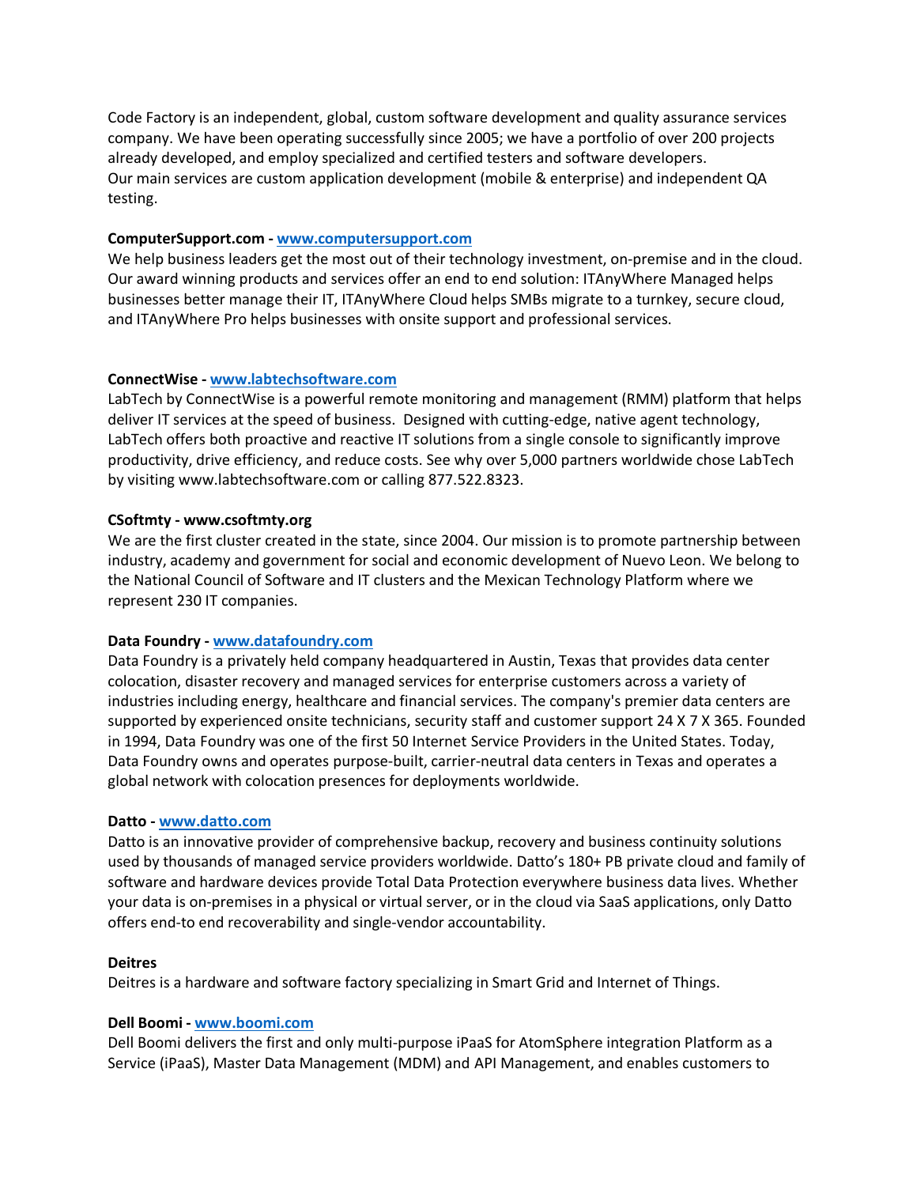Code Factory is an independent, global, custom software development and quality assurance services company. We have been operating successfully since 2005; we have a portfolio of over 200 projects already developed, and employ specialized and certified testers and software developers.
Our main services are custom application development (mobile & enterprise) and independent QA testing.

**ComputerSupport.com - [www.computersupport.com](www.computersupport.com)**
We help business leaders get the most out of their technology investment, on-premise and in the cloud. Our award winning products and services offer an end to end solution: ITAnyWhere Managed helps businesses better manage their IT, ITAnyWhere Cloud helps SMBs migrate to a turnkey, secure cloud, and ITAnyWhere Pro helps businesses with onsite support and professional services.

**ConnectWise - [www.labtechsoftware.com](www.labtechsoftware.com)**
LabTech by ConnectWise is a powerful remote monitoring and management (RMM) platform that helps deliver IT services at the speed of business. Designed with cutting-edge, native agent technology, LabTech offers both proactive and reactive IT solutions from a single console to significantly improve productivity, drive efficiency, and reduce costs. See why over 5,000 partners worldwide chose LabTech by visiting www.labtechsoftware.com or calling 877.522.8323.

**CSoftmty - www.csoftmty.org**
We are the first cluster created in the state, since 2004. Our mission is to promote partnership between industry, academy and government for social and economic development of Nuevo Leon. We belong to the National Council of Software and IT clusters and the Mexican Technology Platform where we represent 230 IT companies.

**Data Foundry - [www.datafoundry.com](www.datafoundry.com)**
Data Foundry is a privately held company headquartered in Austin, Texas that provides data center colocation, disaster recovery and managed services for enterprise customers across a variety of industries including energy, healthcare and financial services. The company's premier data centers are supported by experienced onsite technicians, security staff and customer support 24 X 7 X 365. Founded in 1994, Data Foundry was one of the first 50 Internet Service Providers in the United States. Today, Data Foundry owns and operates purpose-built, carrier-neutral data centers in Texas and operates a global network with colocation presences for deployments worldwide.

**Datto - [www.datto.com](www.datto.com)**
Datto is an innovative provider of comprehensive backup, recovery and business continuity solutions used by thousands of managed service providers worldwide. Datto's 180+ PB private cloud and family of software and hardware devices provide Total Data Protection everywhere business data lives. Whether your data is on-premises in a physical or virtual server, or in the cloud via SaaS applications, only Datto offers end-to end recoverability and single-vendor accountability.

**Deitres**
Deitres is a hardware and software factory specializing in Smart Grid and Internet of Things.

**Dell Boomi - [www.boomi.com](www.boomi.com)**
Dell Boomi delivers the first and only multi-purpose iPaaS for AtomSphere integration Platform as a Service (iPaaS), Master Data Management (MDM) and API Management, and enables customers to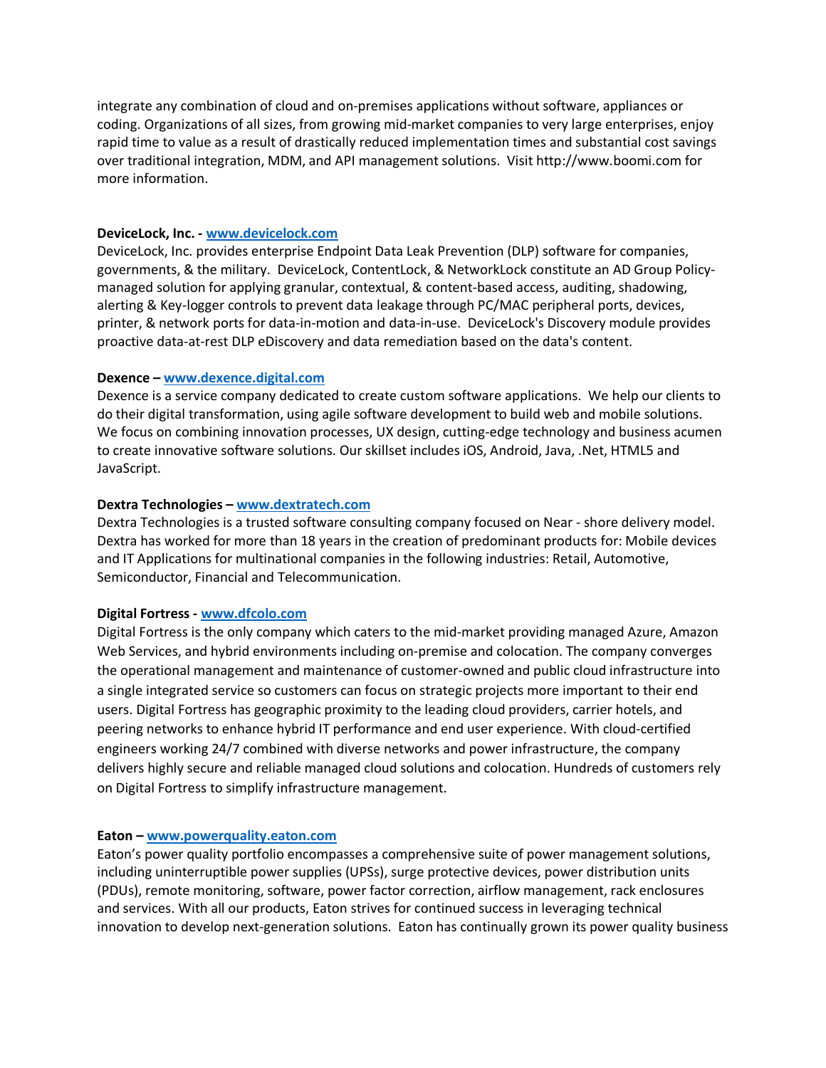integrate any combination of cloud and on-premises applications without software, appliances or coding. Organizations of all sizes, from growing mid-market companies to very large enterprises, enjoy rapid time to value as a result of drastically reduced implementation times and substantial cost savings over traditional integration, MDM, and API management solutions. Visit http://www.boomi.com for more information.

**DeviceLock, Inc. - [www.devicelock.com](http://www.devicelock.com)**
DeviceLock, Inc. provides enterprise Endpoint Data Leak Prevention (DLP) software for companies, governments, & the military. DeviceLock, ContentLock, & NetworkLock constitute an AD Group Policy-managed solution for applying granular, contextual, & content-based access, auditing, shadowing, alerting & Key-logger controls to prevent data leakage through PC/MAC peripheral ports, devices, printer, & network ports for data-in-motion and data-in-use. DeviceLock's Discovery module provides proactive data-at-rest DLP eDiscovery and data remediation based on the data's content.

**Dexence – [www.dexence.digital.com](http://www.dexence.digital.com)**
Dexence is a service company dedicated to create custom software applications. We help our clients to do their digital transformation, using agile software development to build web and mobile solutions. We focus on combining innovation processes, UX design, cutting-edge technology and business acumen to create innovative software solutions. Our skillset includes iOS, Android, Java, .Net, HTML5 and JavaScript.

**Dextra Technologies – [www.dextratech.com](http://www.dextratech.com)**
Dextra Technologies is a trusted software consulting company focused on Near - shore delivery model. Dextra has worked for more than 18 years in the creation of predominant products for: Mobile devices and IT Applications for multinational companies in the following industries: Retail, Automotive, Semiconductor, Financial and Telecommunication.

**Digital Fortress - [www.dfcolo.com](http://www.dfcolo.com)**
Digital Fortress is the only company which caters to the mid-market providing managed Azure, Amazon Web Services, and hybrid environments including on-premise and colocation. The company converges the operational management and maintenance of customer-owned and public cloud infrastructure into a single integrated service so customers can focus on strategic projects more important to their end users. Digital Fortress has geographic proximity to the leading cloud providers, carrier hotels, and peering networks to enhance hybrid IT performance and end user experience. With cloud-certified engineers working 24/7 combined with diverse networks and power infrastructure, the company delivers highly secure and reliable managed cloud solutions and colocation. Hundreds of customers rely on Digital Fortress to simplify infrastructure management.

**Eaton – [www.powerquality.eaton.com](http://www.powerquality.eaton.com)**
Eaton's power quality portfolio encompasses a comprehensive suite of power management solutions, including uninterruptible power supplies (UPSs), surge protective devices, power distribution units (PDUs), remote monitoring, software, power factor correction, airflow management, rack enclosures and services. With all our products, Eaton strives for continued success in leveraging technical innovation to develop next-generation solutions. Eaton has continually grown its power quality business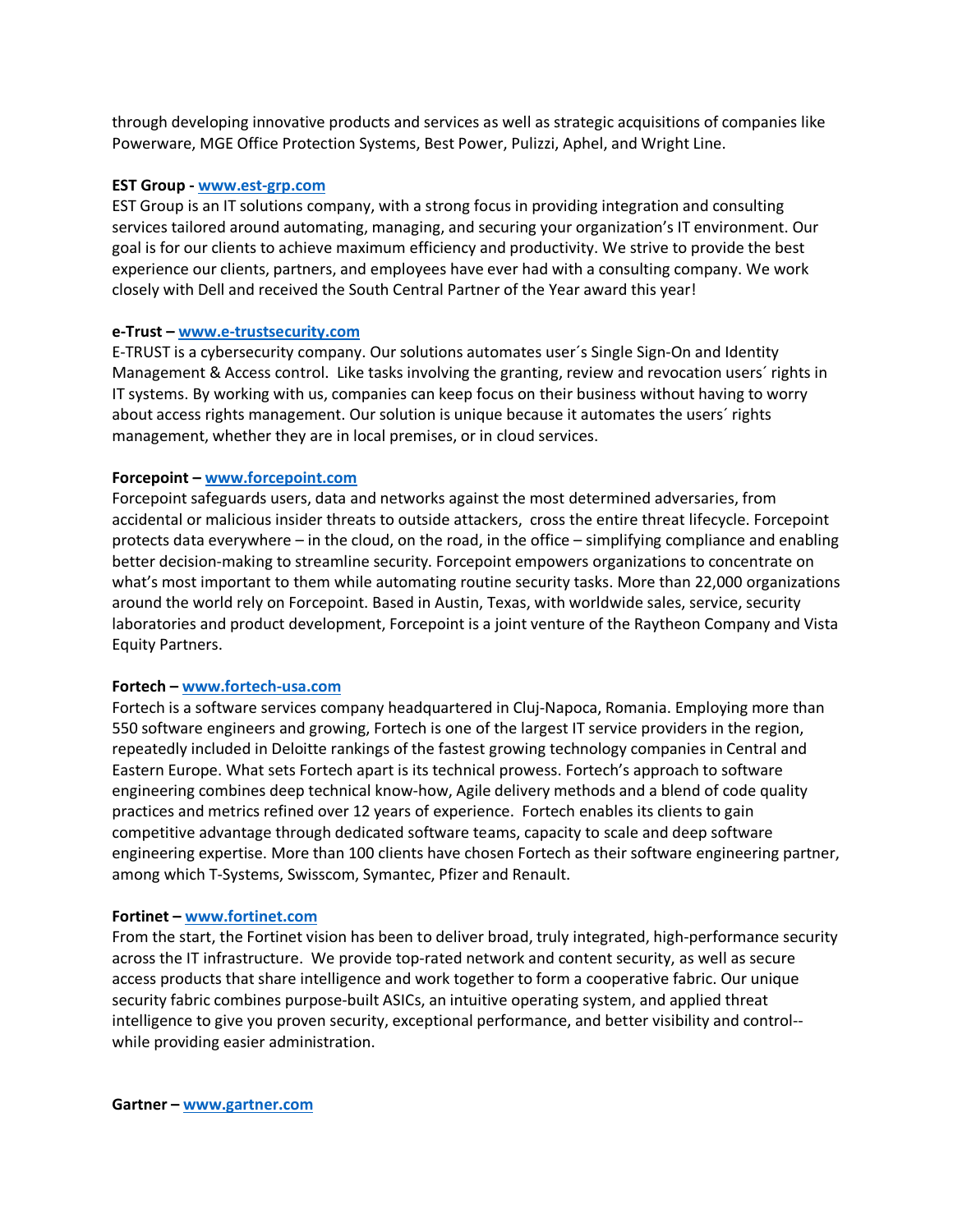through developing innovative products and services as well as strategic acquisitions of companies like Powerware, MGE Office Protection Systems, Best Power, Pulizzi, Aphel, and Wright Line.

**EST Group - [www.est-grp.com](http://www.est-grp.com)**
EST Group is an IT solutions company, with a strong focus in providing integration and consulting services tailored around automating, managing, and securing your organization's IT environment. Our goal is for our clients to achieve maximum efficiency and productivity. We strive to provide the best experience our clients, partners, and employees have ever had with a consulting company. We work closely with Dell and received the South Central Partner of the Year award this year!

**e-Trust – [www.e-trustsecurity.com](http://www.e-trustsecurity.com)**
E-TRUST is a cybersecurity company. Our solutions automates user´s Single Sign-On and Identity Management & Access control. Like tasks involving the granting, review and revocation users´ rights in IT systems. By working with us, companies can keep focus on their business without having to worry about access rights management. Our solution is unique because it automates the users´ rights management, whether they are in local premises, or in cloud services.

**Forcepoint – [www.forcepoint.com](http://www.forcepoint.com)**
Forcepoint safeguards users, data and networks against the most determined adversaries, from accidental or malicious insider threats to outside attackers, cross the entire threat lifecycle. Forcepoint protects data everywhere – in the cloud, on the road, in the office – simplifying compliance and enabling better decision-making to streamline security. Forcepoint empowers organizations to concentrate on what's most important to them while automating routine security tasks. More than 22,000 organizations around the world rely on Forcepoint. Based in Austin, Texas, with worldwide sales, service, security laboratories and product development, Forcepoint is a joint venture of the Raytheon Company and Vista Equity Partners.

**Fortech – [www.fortech-usa.com](http://www.fortech-usa.com)**
Fortech is a software services company headquartered in Cluj-Napoca, Romania. Employing more than 550 software engineers and growing, Fortech is one of the largest IT service providers in the region, repeatedly included in Deloitte rankings of the fastest growing technology companies in Central and Eastern Europe. What sets Fortech apart is its technical prowess. Fortech's approach to software engineering combines deep technical know-how, Agile delivery methods and a blend of code quality practices and metrics refined over 12 years of experience. Fortech enables its clients to gain competitive advantage through dedicated software teams, capacity to scale and deep software engineering expertise. More than 100 clients have chosen Fortech as their software engineering partner, among which T-Systems, Swisscom, Symantec, Pfizer and Renault.

**Fortinet – [www.fortinet.com](http://www.fortinet.com)**
From the start, the Fortinet vision has been to deliver broad, truly integrated, high-performance security across the IT infrastructure. We provide top-rated network and content security, as well as secure access products that share intelligence and work together to form a cooperative fabric. Our unique security fabric combines purpose-built ASICs, an intuitive operating system, and applied threat intelligence to give you proven security, exceptional performance, and better visibility and control--while providing easier administration.

**Gartner – [www.gartner.com](http://www.gartner.com)**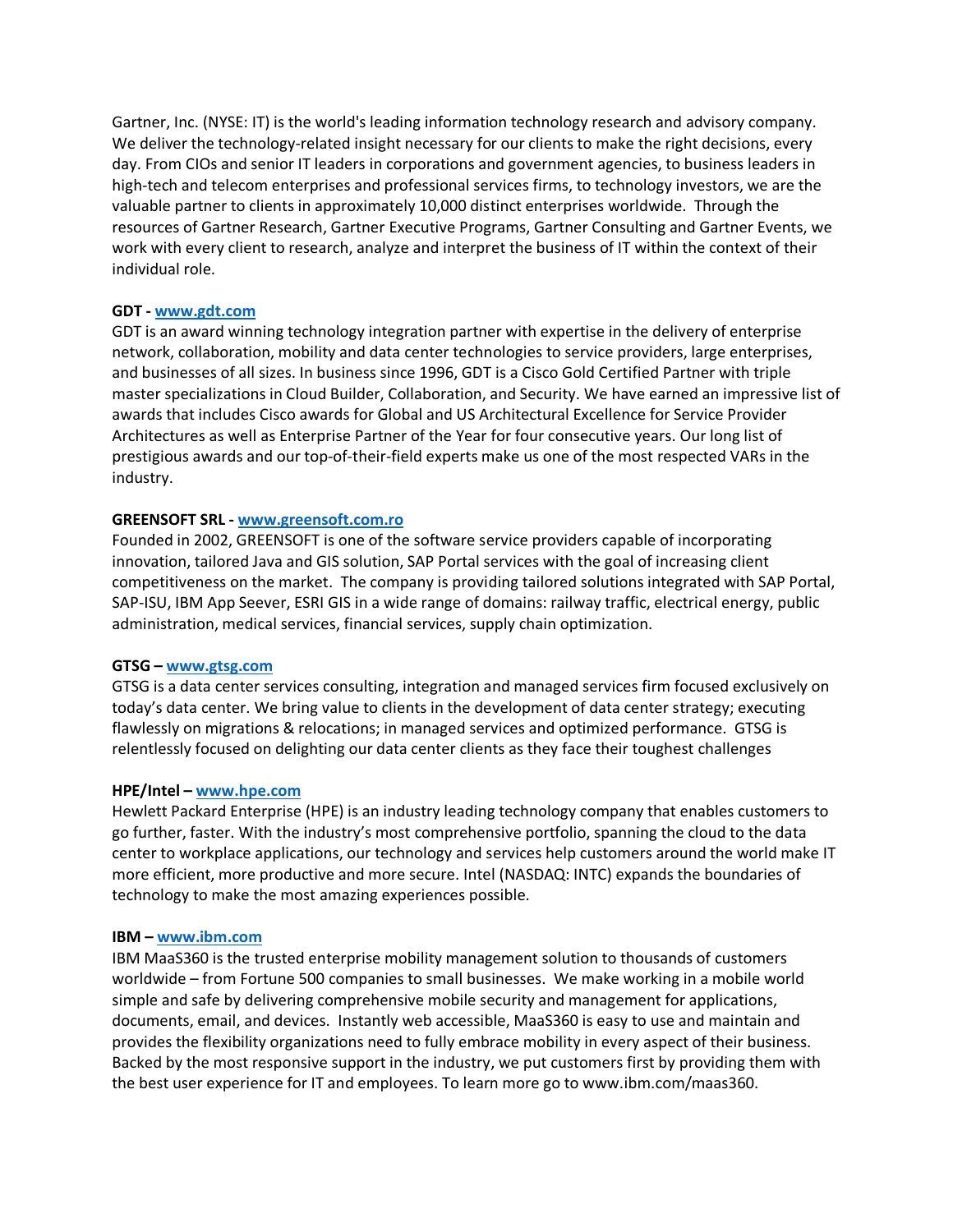Gartner, Inc. (NYSE: IT) is the world's leading information technology research and advisory company. We deliver the technology-related insight necessary for our clients to make the right decisions, every day. From CIOs and senior IT leaders in corporations and government agencies, to business leaders in high-tech and telecom enterprises and professional services firms, to technology investors, we are the valuable partner to clients in approximately 10,000 distinct enterprises worldwide. Through the resources of Gartner Research, Gartner Executive Programs, Gartner Consulting and Gartner Events, we work with every client to research, analyze and interpret the business of IT within the context of their individual role.

**GDT - [www.gdt.com](http://www.gdt.com)**
GDT is an award winning technology integration partner with expertise in the delivery of enterprise network, collaboration, mobility and data center technologies to service providers, large enterprises, and businesses of all sizes. In business since 1996, GDT is a Cisco Gold Certified Partner with triple master specializations in Cloud Builder, Collaboration, and Security. We have earned an impressive list of awards that includes Cisco awards for Global and US Architectural Excellence for Service Provider Architectures as well as Enterprise Partner of the Year for four consecutive years. Our long list of prestigious awards and our top-of-their-field experts make us one of the most respected VARs in the industry.

**GREENSOFT SRL - [www.greensoft.com.ro](http://www.greensoft.com.ro)**
Founded in 2002, GREENSOFT is one of the software service providers capable of incorporating innovation, tailored Java and GIS solution, SAP Portal services with the goal of increasing client competitiveness on the market. The company is providing tailored solutions integrated with SAP Portal, SAP-ISU, IBM App Seever, ESRI GIS in a wide range of domains: railway traffic, electrical energy, public administration, medical services, financial services, supply chain optimization.

**GTSG – [www.gtsg.com](http://www.gtsg.com)**
GTSG is a data center services consulting, integration and managed services firm focused exclusively on today's data center. We bring value to clients in the development of data center strategy; executing flawlessly on migrations & relocations; in managed services and optimized performance. GTSG is relentlessly focused on delighting our data center clients as they face their toughest challenges

**HPE/Intel – [www.hpe.com](http://www.hpe.com)**
Hewlett Packard Enterprise (HPE) is an industry leading technology company that enables customers to go further, faster. With the industry's most comprehensive portfolio, spanning the cloud to the data center to workplace applications, our technology and services help customers around the world make IT more efficient, more productive and more secure. Intel (NASDAQ: INTC) expands the boundaries of technology to make the most amazing experiences possible.

**IBM – [www.ibm.com](http://www.ibm.com)**
IBM MaaS360 is the trusted enterprise mobility management solution to thousands of customers worldwide – from Fortune 500 companies to small businesses. We make working in a mobile world simple and safe by delivering comprehensive mobile security and management for applications, documents, email, and devices. Instantly web accessible, MaaS360 is easy to use and maintain and provides the flexibility organizations need to fully embrace mobility in every aspect of their business. Backed by the most responsive support in the industry, we put customers first by providing them with the best user experience for IT and employees. To learn more go to www.ibm.com/maas360.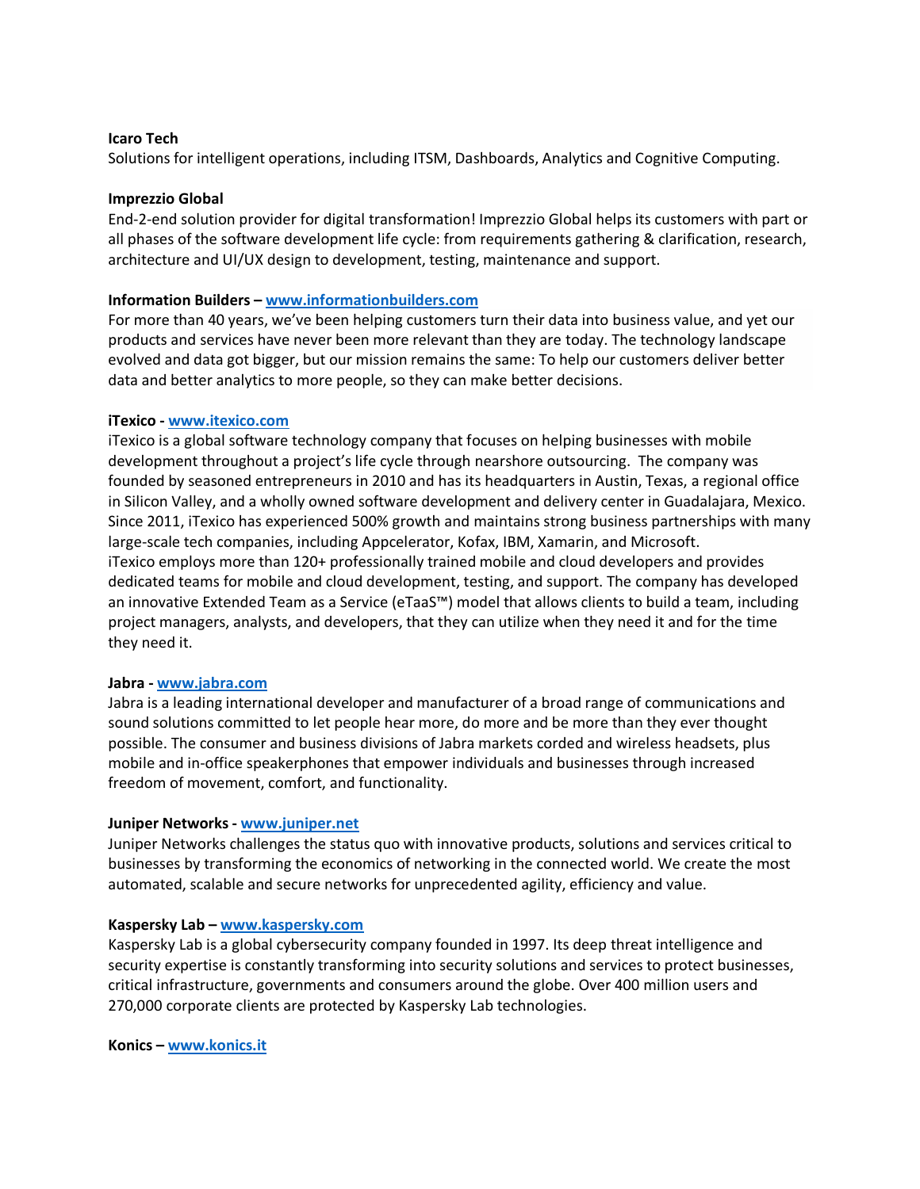**Icaro Tech**
Solutions for intelligent operations, including ITSM, Dashboards, Analytics and Cognitive Computing.

**Imprezzio Global**
End-2-end solution provider for digital transformation! Imprezzio Global helps its customers with part or all phases of the software development life cycle: from requirements gathering & clarification, research, architecture and UI/UX design to development, testing, maintenance and support.

**Information Builders – [www.informationbuilders.com](http://www.informationbuilders.com)**
For more than 40 years, we've been helping customers turn their data into business value, and yet our products and services have never been more relevant than they are today. The technology landscape evolved and data got bigger, but our mission remains the same: To help our customers deliver better data and better analytics to more people, so they can make better decisions.

**iTexico - [www.itexico.com](http://www.itexico.com)**
iTexico is a global software technology company that focuses on helping businesses with mobile development throughout a project's life cycle through nearshore outsourcing. The company was founded by seasoned entrepreneurs in 2010 and has its headquarters in Austin, Texas, a regional office in Silicon Valley, and a wholly owned software development and delivery center in Guadalajara, Mexico. Since 2011, iTexico has experienced 500% growth and maintains strong business partnerships with many large-scale tech companies, including Appcelerator, Kofax, IBM, Xamarin, and Microsoft.
iTexico employs more than 120+ professionally trained mobile and cloud developers and provides dedicated teams for mobile and cloud development, testing, and support. The company has developed an innovative Extended Team as a Service (eTaaS™) model that allows clients to build a team, including project managers, analysts, and developers, that they can utilize when they need it and for the time they need it.

**Jabra - [www.jabra.com](http://www.jabra.com)**
Jabra is a leading international developer and manufacturer of a broad range of communications and sound solutions committed to let people hear more, do more and be more than they ever thought possible. The consumer and business divisions of Jabra markets corded and wireless headsets, plus mobile and in-office speakerphones that empower individuals and businesses through increased freedom of movement, comfort, and functionality.

**Juniper Networks - [www.juniper.net](http://www.juniper.net)**
Juniper Networks challenges the status quo with innovative products, solutions and services critical to businesses by transforming the economics of networking in the connected world. We create the most automated, scalable and secure networks for unprecedented agility, efficiency and value.

**Kaspersky Lab – [www.kaspersky.com](http://www.kaspersky.com)**
Kaspersky Lab is a global cybersecurity company founded in 1997. Its deep threat intelligence and security expertise is constantly transforming into security solutions and services to protect businesses, critical infrastructure, governments and consumers around the globe. Over 400 million users and 270,000 corporate clients are protected by Kaspersky Lab technologies.

**Konics – [www.konics.it](http://www.konics.it)**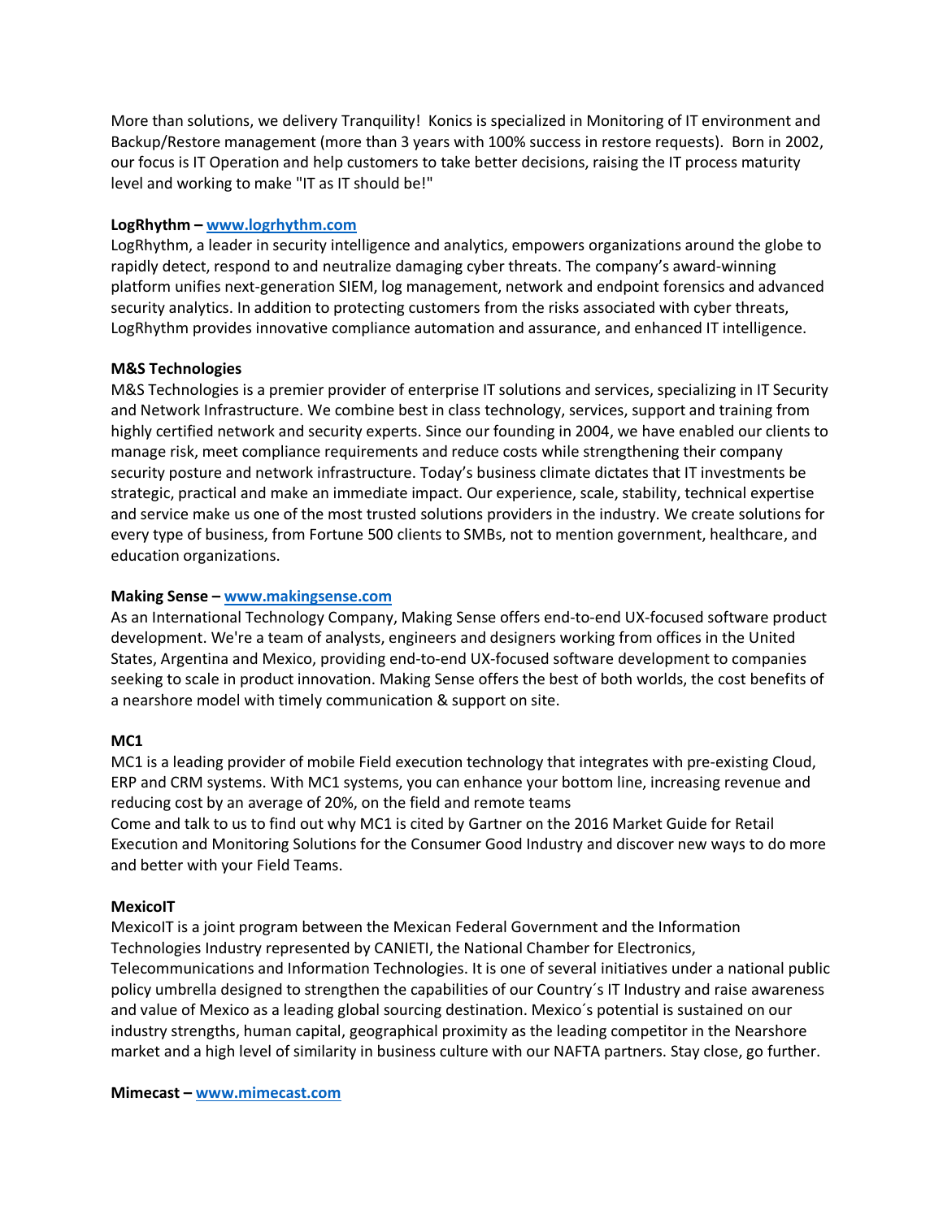More than solutions, we delivery Tranquility! Konics is specialized in Monitoring of IT environment and Backup/Restore management (more than 3 years with 100% success in restore requests). Born in 2002, our focus is IT Operation and help customers to take better decisions, raising the IT process maturity level and working to make "IT as IT should be!"

**LogRhythm – www.logrhythm.com**
LogRhythm, a leader in security intelligence and analytics, empowers organizations around the globe to rapidly detect, respond to and neutralize damaging cyber threats. The company's award-winning platform unifies next-generation SIEM, log management, network and endpoint forensics and advanced security analytics. In addition to protecting customers from the risks associated with cyber threats, LogRhythm provides innovative compliance automation and assurance, and enhanced IT intelligence.

**M&S Technologies**
M&S Technologies is a premier provider of enterprise IT solutions and services, specializing in IT Security and Network Infrastructure. We combine best in class technology, services, support and training from highly certified network and security experts. Since our founding in 2004, we have enabled our clients to manage risk, meet compliance requirements and reduce costs while strengthening their company security posture and network infrastructure. Today's business climate dictates that IT investments be strategic, practical and make an immediate impact. Our experience, scale, stability, technical expertise and service make us one of the most trusted solutions providers in the industry. We create solutions for every type of business, from Fortune 500 clients to SMBs, not to mention government, healthcare, and education organizations.

**Making Sense – www.makingsense.com**
As an International Technology Company, Making Sense offers end-to-end UX-focused software product development. We're a team of analysts, engineers and designers working from offices in the United States, Argentina and Mexico, providing end-to-end UX-focused software development to companies seeking to scale in product innovation. Making Sense offers the best of both worlds, the cost benefits of a nearshore model with timely communication & support on site.

**MC1**
MC1 is a leading provider of mobile Field execution technology that integrates with pre-existing Cloud, ERP and CRM systems. With MC1 systems, you can enhance your bottom line, increasing revenue and reducing cost by an average of 20%, on the field and remote teams
Come and talk to us to find out why MC1 is cited by Gartner on the 2016 Market Guide for Retail Execution and Monitoring Solutions for the Consumer Good Industry and discover new ways to do more and better with your Field Teams.

**MexicoIT**
MexicoIT is a joint program between the Mexican Federal Government and the Information Technologies Industry represented by CANIETI, the National Chamber for Electronics, Telecommunications and Information Technologies. It is one of several initiatives under a national public policy umbrella designed to strengthen the capabilities of our Country´s IT Industry and raise awareness and value of Mexico as a leading global sourcing destination. Mexico´s potential is sustained on our industry strengths, human capital, geographical proximity as the leading competitor in the Nearshore market and a high level of similarity in business culture with our NAFTA partners. Stay close, go further.

**Mimecast – www.mimecast.com**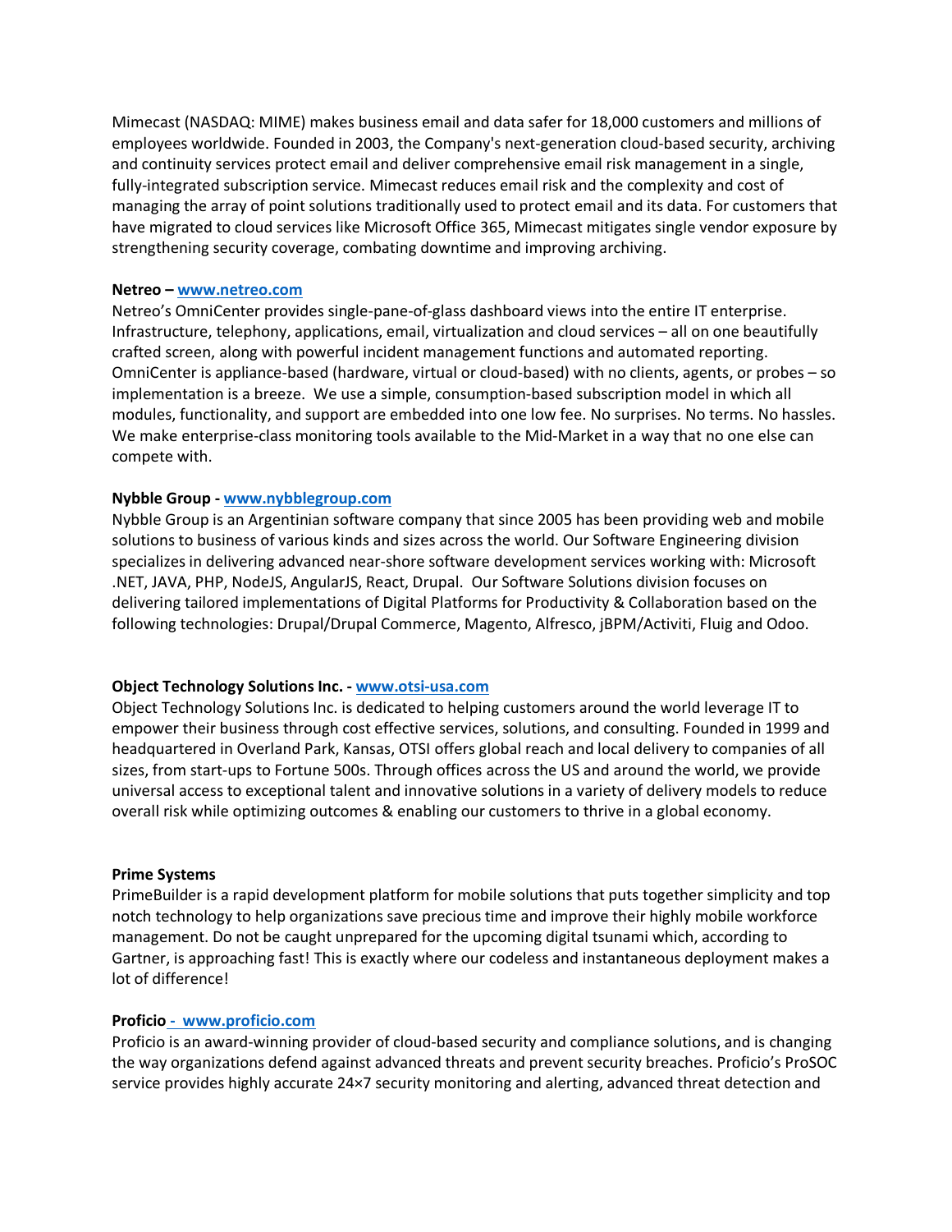Mimecast (NASDAQ: MIME) makes business email and data safer for 18,000 customers and millions of employees worldwide. Founded in 2003, the Company's next-generation cloud-based security, archiving and continuity services protect email and deliver comprehensive email risk management in a single, fully-integrated subscription service. Mimecast reduces email risk and the complexity and cost of managing the array of point solutions traditionally used to protect email and its data. For customers that have migrated to cloud services like Microsoft Office 365, Mimecast mitigates single vendor exposure by strengthening security coverage, combating downtime and improving archiving.

**Netreo – www.netreo.com**
Netreo's OmniCenter provides single-pane-of-glass dashboard views into the entire IT enterprise. Infrastructure, telephony, applications, email, virtualization and cloud services – all on one beautifully crafted screen, along with powerful incident management functions and automated reporting. OmniCenter is appliance-based (hardware, virtual or cloud-based) with no clients, agents, or probes – so implementation is a breeze. We use a simple, consumption-based subscription model in which all modules, functionality, and support are embedded into one low fee. No surprises. No terms. No hassles. We make enterprise-class monitoring tools available to the Mid-Market in a way that no one else can compete with.

**Nybble Group - www.nybblegroup.com**
Nybble Group is an Argentinian software company that since 2005 has been providing web and mobile solutions to business of various kinds and sizes across the world. Our Software Engineering division specializes in delivering advanced near-shore software development services working with: Microsoft .NET, JAVA, PHP, NodeJS, AngularJS, React, Drupal. Our Software Solutions division focuses on delivering tailored implementations of Digital Platforms for Productivity & Collaboration based on the following technologies: Drupal/Drupal Commerce, Magento, Alfresco, jBPM/Activiti, Fluig and Odoo.

**Object Technology Solutions Inc. - www.otsi-usa.com**
Object Technology Solutions Inc. is dedicated to helping customers around the world leverage IT to empower their business through cost effective services, solutions, and consulting. Founded in 1999 and headquartered in Overland Park, Kansas, OTSI offers global reach and local delivery to companies of all sizes, from start-ups to Fortune 500s. Through offices across the US and around the world, we provide universal access to exceptional talent and innovative solutions in a variety of delivery models to reduce overall risk while optimizing outcomes & enabling our customers to thrive in a global economy.

**Prime Systems**
PrimeBuilder is a rapid development platform for mobile solutions that puts together simplicity and top notch technology to help organizations save precious time and improve their highly mobile workforce management. Do not be caught unprepared for the upcoming digital tsunami which, according to Gartner, is approaching fast! This is exactly where our codeless and instantaneous deployment makes a lot of difference!

**Proficio - www.proficio.com**
Proficio is an award-winning provider of cloud-based security and compliance solutions, and is changing the way organizations defend against advanced threats and prevent security breaches. Proficio's ProSOC service provides highly accurate 24×7 security monitoring and alerting, advanced threat detection and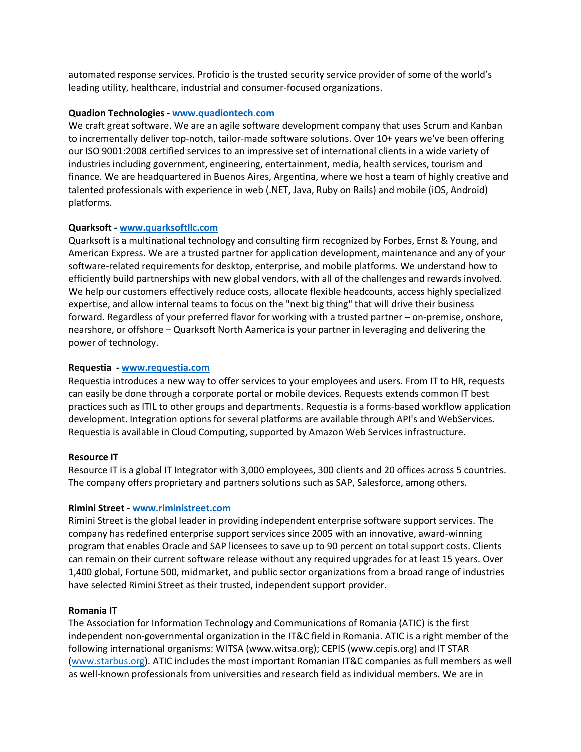automated response services. Proficio is the trusted security service provider of some of the world's leading utility, healthcare, industrial and consumer-focused organizations.

**Quadion Technologies - [www.quadiontech.com](http://www.quadiontech.com)**
We craft great software. We are an agile software development company that uses Scrum and Kanban to incrementally deliver top-notch, tailor-made software solutions. Over 10+ years we've been offering our ISO 9001:2008 certified services to an impressive set of international clients in a wide variety of industries including government, engineering, entertainment, media, health services, tourism and finance. We are headquartered in Buenos Aires, Argentina, where we host a team of highly creative and talented professionals with experience in web (.NET, Java, Ruby on Rails) and mobile (iOS, Android) platforms.

**Quarksoft - [www.quarksoftllc.com](http://www.quarksoftllc.com)**
Quarksoft is a multinational technology and consulting firm recognized by Forbes, Ernst & Young, and American Express. We are a trusted partner for application development, maintenance and any of your software-related requirements for desktop, enterprise, and mobile platforms. We understand how to efficiently build partnerships with new global vendors, with all of the challenges and rewards involved. We help our customers effectively reduce costs, allocate flexible headcounts, access highly specialized expertise, and allow internal teams to focus on the "next big thing" that will drive their business forward. Regardless of your preferred flavor for working with a trusted partner – on-premise, onshore, nearshore, or offshore – Quarksoft North Aamerica is your partner in leveraging and delivering the power of technology.

**Requestia - [www.requestia.com](http://www.requestia.com)**
Requestia introduces a new way to offer services to your employees and users. From IT to HR, requests can easily be done through a corporate portal or mobile devices. Requests extends common IT best practices such as ITIL to other groups and departments. Requestia is a forms-based workflow application development. Integration options for several platforms are available through API's and WebServices. Requestia is available in Cloud Computing, supported by Amazon Web Services infrastructure.

**Resource IT**
Resource IT is a global IT Integrator with 3,000 employees, 300 clients and 20 offices across 5 countries. The company offers proprietary and partners solutions such as SAP, Salesforce, among others.

**Rimini Street - [www.riministreet.com](http://www.riministreet.com)**
Rimini Street is the global leader in providing independent enterprise software support services. The company has redefined enterprise support services since 2005 with an innovative, award-winning program that enables Oracle and SAP licensees to save up to 90 percent on total support costs. Clients can remain on their current software release without any required upgrades for at least 15 years. Over 1,400 global, Fortune 500, midmarket, and public sector organizations from a broad range of industries have selected Rimini Street as their trusted, independent support provider.

**Romania IT**
The Association for Information Technology and Communications of Romania (ATIC) is the first independent non-governmental organization in the IT&C field in Romania. ATIC is a right member of the following international organisms: WITSA (www.witsa.org); CEPIS (www.cepis.org) and IT STAR ([www.starbus.org](http://www.starbus.org)). ATIC includes the most important Romanian IT&C companies as full members as well as well-known professionals from universities and research field as individual members. We are in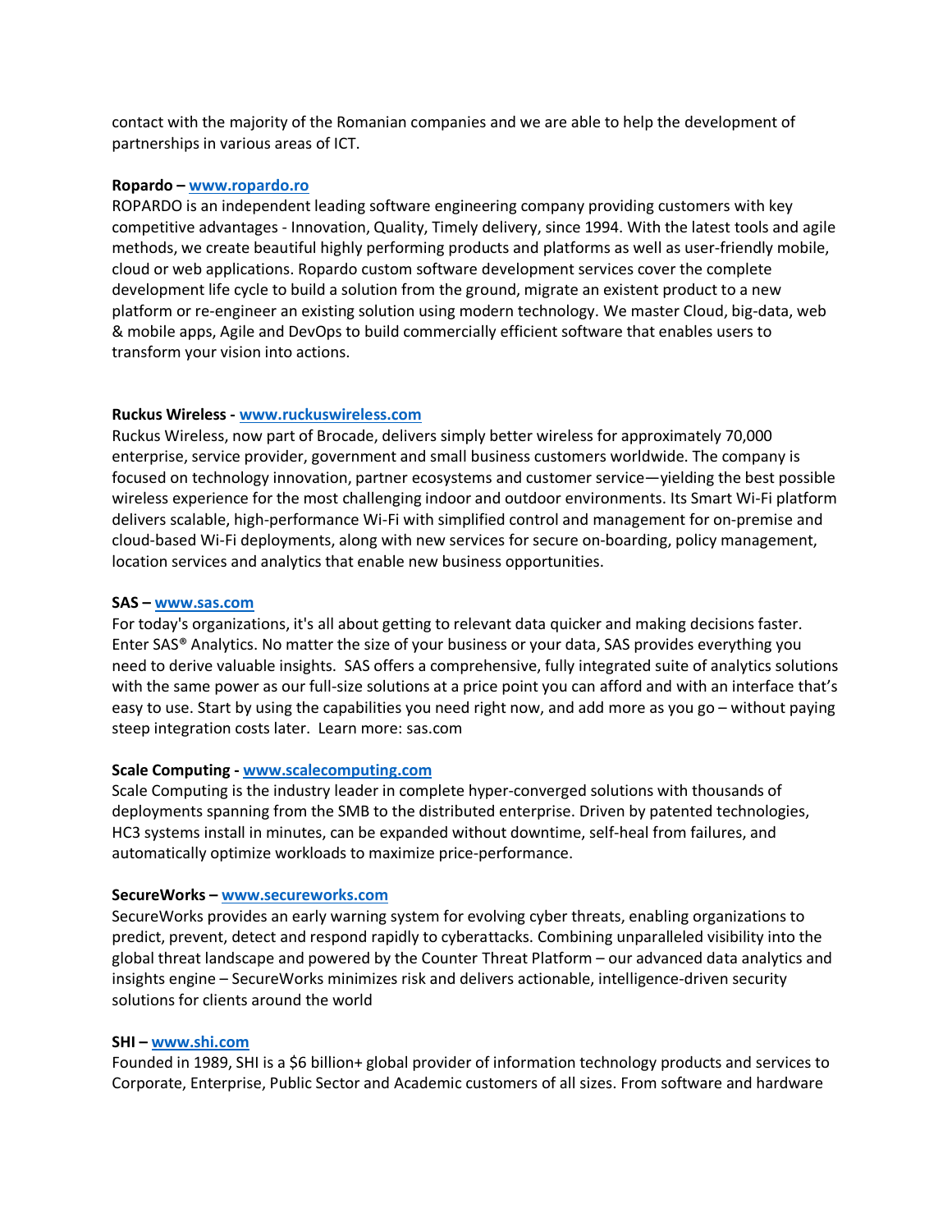contact with the majority of the Romanian companies and we are able to help the development of partnerships in various areas of ICT.

**Ropardo – www.ropardo.ro**
ROPARDO is an independent leading software engineering company providing customers with key competitive advantages - Innovation, Quality, Timely delivery, since 1994. With the latest tools and agile methods, we create beautiful highly performing products and platforms as well as user-friendly mobile, cloud or web applications. Ropardo custom software development services cover the complete development life cycle to build a solution from the ground, migrate an existent product to a new platform or re-engineer an existing solution using modern technology. We master Cloud, big-data, web & mobile apps, Agile and DevOps to build commercially efficient software that enables users to transform your vision into actions.

**Ruckus Wireless - www.ruckuswireless.com**
Ruckus Wireless, now part of Brocade, delivers simply better wireless for approximately 70,000 enterprise, service provider, government and small business customers worldwide. The company is focused on technology innovation, partner ecosystems and customer service—yielding the best possible wireless experience for the most challenging indoor and outdoor environments. Its Smart Wi-Fi platform delivers scalable, high-performance Wi-Fi with simplified control and management for on-premise and cloud-based Wi-Fi deployments, along with new services for secure on-boarding, policy management, location services and analytics that enable new business opportunities.

**SAS – www.sas.com**
For today's organizations, it's all about getting to relevant data quicker and making decisions faster. Enter SAS® Analytics. No matter the size of your business or your data, SAS provides everything you need to derive valuable insights. SAS offers a comprehensive, fully integrated suite of analytics solutions with the same power as our full-size solutions at a price point you can afford and with an interface that's easy to use. Start by using the capabilities you need right now, and add more as you go – without paying steep integration costs later. Learn more: sas.com

**Scale Computing - www.scalecomputing.com**
Scale Computing is the industry leader in complete hyper-converged solutions with thousands of deployments spanning from the SMB to the distributed enterprise. Driven by patented technologies, HC3 systems install in minutes, can be expanded without downtime, self-heal from failures, and automatically optimize workloads to maximize price-performance.

**SecureWorks – www.secureworks.com**
SecureWorks provides an early warning system for evolving cyber threats, enabling organizations to predict, prevent, detect and respond rapidly to cyberattacks. Combining unparalleled visibility into the global threat landscape and powered by the Counter Threat Platform – our advanced data analytics and insights engine – SecureWorks minimizes risk and delivers actionable, intelligence-driven security solutions for clients around the world

**SHI – www.shi.com**
Founded in 1989, SHI is a $6 billion+ global provider of information technology products and services to Corporate, Enterprise, Public Sector and Academic customers of all sizes. From software and hardware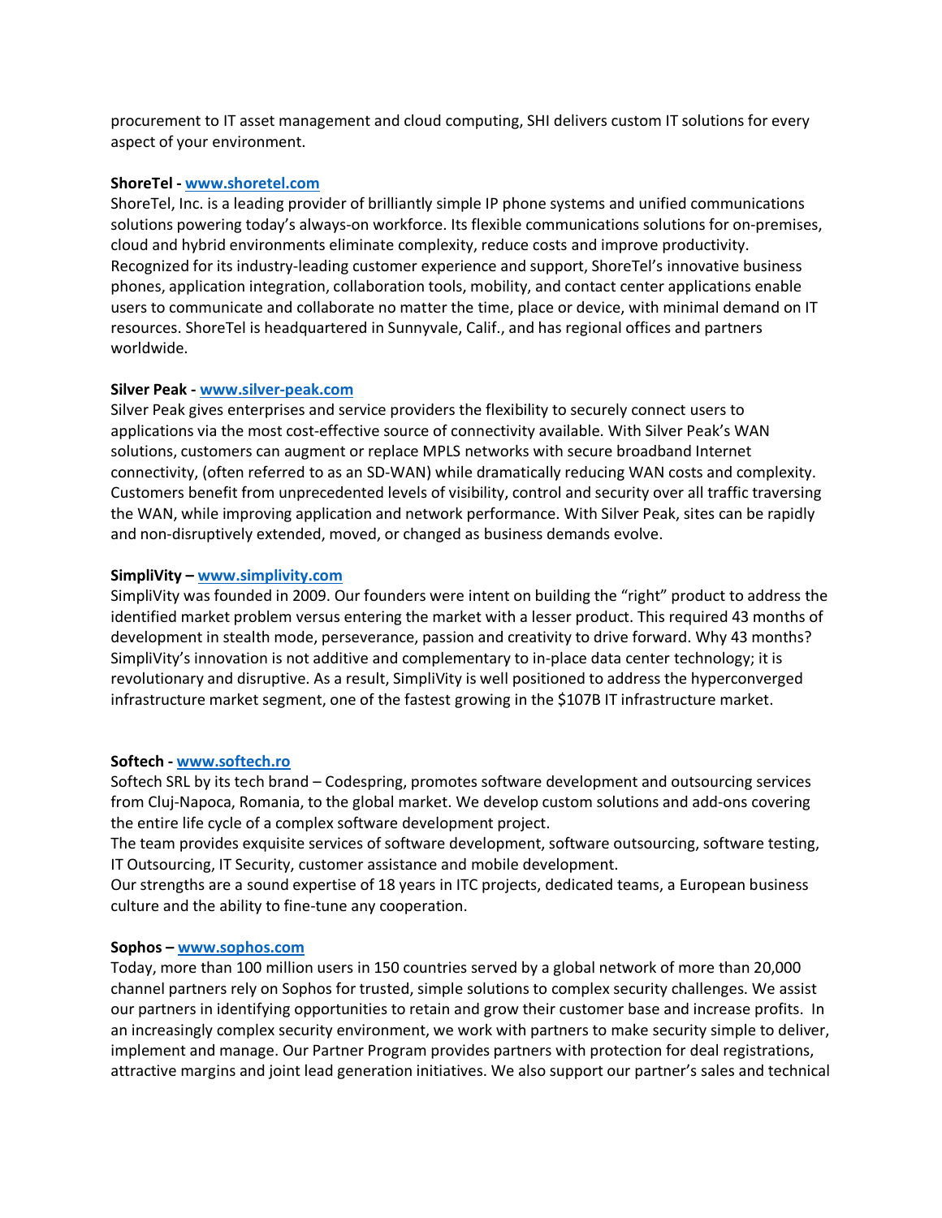procurement to IT asset management and cloud computing, SHI delivers custom IT solutions for every aspect of your environment.

**ShoreTel - [www.shoretel.com](http://www.shoretel.com)**
ShoreTel, Inc. is a leading provider of brilliantly simple IP phone systems and unified communications solutions powering today's always-on workforce. Its flexible communications solutions for on-premises, cloud and hybrid environments eliminate complexity, reduce costs and improve productivity. Recognized for its industry-leading customer experience and support, ShoreTel's innovative business phones, application integration, collaboration tools, mobility, and contact center applications enable users to communicate and collaborate no matter the time, place or device, with minimal demand on IT resources. ShoreTel is headquartered in Sunnyvale, Calif., and has regional offices and partners worldwide.

**Silver Peak - [www.silver-peak.com](http://www.silver-peak.com)**
Silver Peak gives enterprises and service providers the flexibility to securely connect users to applications via the most cost-effective source of connectivity available. With Silver Peak's WAN solutions, customers can augment or replace MPLS networks with secure broadband Internet connectivity, (often referred to as an SD-WAN) while dramatically reducing WAN costs and complexity. Customers benefit from unprecedented levels of visibility, control and security over all traffic traversing the WAN, while improving application and network performance. With Silver Peak, sites can be rapidly and non-disruptively extended, moved, or changed as business demands evolve.

**SimpliVity – [www.simplivity.com](http://www.simplivity.com)**
SimpliVity was founded in 2009. Our founders were intent on building the "right" product to address the identified market problem versus entering the market with a lesser product. This required 43 months of development in stealth mode, perseverance, passion and creativity to drive forward. Why 43 months? SimpliVity's innovation is not additive and complementary to in-place data center technology; it is revolutionary and disruptive. As a result, SimpliVity is well positioned to address the hyperconverged infrastructure market segment, one of the fastest growing in the $107B IT infrastructure market.

**Softech - [www.softech.ro](http://www.softech.ro)**
Softech SRL by its tech brand – Codespring, promotes software development and outsourcing services from Cluj-Napoca, Romania, to the global market. We develop custom solutions and add-ons covering the entire life cycle of a complex software development project.
The team provides exquisite services of software development, software outsourcing, software testing, IT Outsourcing, IT Security, customer assistance and mobile development.
Our strengths are a sound expertise of 18 years in ITC projects, dedicated teams, a European business culture and the ability to fine-tune any cooperation.

**Sophos – [www.sophos.com](http://www.sophos.com)**
Today, more than 100 million users in 150 countries served by a global network of more than 20,000 channel partners rely on Sophos for trusted, simple solutions to complex security challenges. We assist our partners in identifying opportunities to retain and grow their customer base and increase profits. In an increasingly complex security environment, we work with partners to make security simple to deliver, implement and manage. Our Partner Program provides partners with protection for deal registrations, attractive margins and joint lead generation initiatives. We also support our partner's sales and technical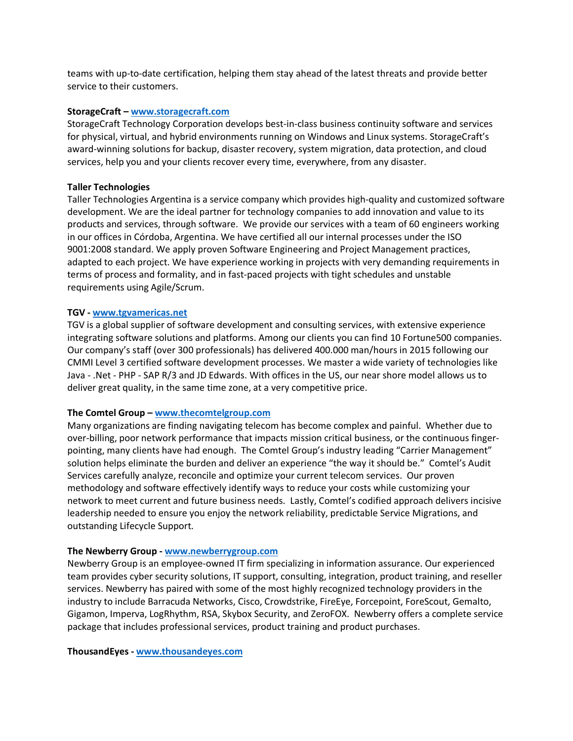teams with up-to-date certification, helping them stay ahead of the latest threats and provide better service to their customers.

**StorageCraft – [www.storagecraft.com](http://www.storagecraft.com)**
StorageCraft Technology Corporation develops best-in-class business continuity software and services for physical, virtual, and hybrid environments running on Windows and Linux systems. StorageCraft's award-winning solutions for backup, disaster recovery, system migration, data protection, and cloud services, help you and your clients recover every time, everywhere, from any disaster.

**Taller Technologies**
Taller Technologies Argentina is a service company which provides high-quality and customized software development. We are the ideal partner for technology companies to add innovation and value to its products and services, through software. We provide our services with a team of 60 engineers working in our offices in Córdoba, Argentina. We have certified all our internal processes under the ISO 9001:2008 standard. We apply proven Software Engineering and Project Management practices, adapted to each project. We have experience working in projects with very demanding requirements in terms of process and formality, and in fast-paced projects with tight schedules and unstable requirements using Agile/Scrum.

**TGV - [www.tgvamericas.net](http://www.tgvamericas.net)**
TGV is a global supplier of software development and consulting services, with extensive experience integrating software solutions and platforms. Among our clients you can find 10 Fortune500 companies. Our company's staff (over 300 professionals) has delivered 400.000 man/hours in 2015 following our CMMI Level 3 certified software development processes. We master a wide variety of technologies like Java - .Net - PHP - SAP R/3 and JD Edwards. With offices in the US, our near shore model allows us to deliver great quality, in the same time zone, at a very competitive price.

**The Comtel Group – [www.thecomtelgroup.com](http://www.thecomtelgroup.com)**
Many organizations are finding navigating telecom has become complex and painful. Whether due to over-billing, poor network performance that impacts mission critical business, or the continuous finger-pointing, many clients have had enough. The Comtel Group's industry leading "Carrier Management" solution helps eliminate the burden and deliver an experience "the way it should be." Comtel's Audit Services carefully analyze, reconcile and optimize your current telecom services. Our proven methodology and software effectively identify ways to reduce your costs while customizing your network to meet current and future business needs. Lastly, Comtel's codified approach delivers incisive leadership needed to ensure you enjoy the network reliability, predictable Service Migrations, and outstanding Lifecycle Support.

**The Newberry Group - [www.newberrygroup.com](http://www.newberrygroup.com)**
Newberry Group is an employee-owned IT firm specializing in information assurance. Our experienced team provides cyber security solutions, IT support, consulting, integration, product training, and reseller services. Newberry has paired with some of the most highly recognized technology providers in the industry to include Barracuda Networks, Cisco, Crowdstrike, FireEye, Forcepoint, ForeScout, Gemalto, Gigamon, Imperva, LogRhythm, RSA, Skybox Security, and ZeroFOX. Newberry offers a complete service package that includes professional services, product training and product purchases.

**ThousandEyes - [www.thousandeyes.com](http://www.thousandeyes.com)**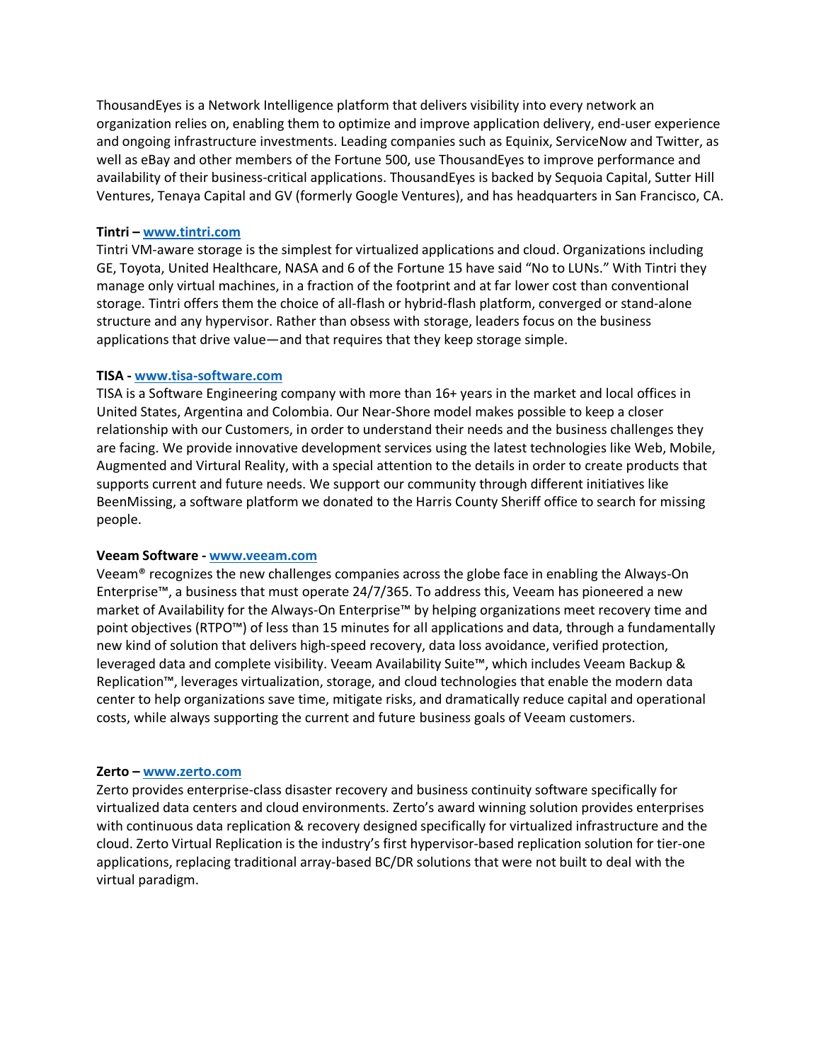ThousandEyes is a Network Intelligence platform that delivers visibility into every network an organization relies on, enabling them to optimize and improve application delivery, end-user experience and ongoing infrastructure investments. Leading companies such as Equinix, ServiceNow and Twitter, as well as eBay and other members of the Fortune 500, use ThousandEyes to improve performance and availability of their business-critical applications. ThousandEyes is backed by Sequoia Capital, Sutter Hill Ventures, Tenaya Capital and GV (formerly Google Ventures), and has headquarters in San Francisco, CA.

**Tintri – [www.tintri.com](http://www.tintri.com)**
Tintri VM-aware storage is the simplest for virtualized applications and cloud. Organizations including GE, Toyota, United Healthcare, NASA and 6 of the Fortune 15 have said "No to LUNs." With Tintri they manage only virtual machines, in a fraction of the footprint and at far lower cost than conventional storage. Tintri offers them the choice of all-flash or hybrid-flash platform, converged or stand-alone structure and any hypervisor. Rather than obsess with storage, leaders focus on the business applications that drive value—and that requires that they keep storage simple.

**TISA - [www.tisa-software.com](http://www.tisa-software.com)**
TISA is a Software Engineering company with more than 16+ years in the market and local offices in United States, Argentina and Colombia. Our Near-Shore model makes possible to keep a closer relationship with our Customers, in order to understand their needs and the business challenges they are facing. We provide innovative development services using the latest technologies like Web, Mobile, Augmented and Virtural Reality, with a special attention to the details in order to create products that supports current and future needs. We support our community through different initiatives like BeenMissing, a software platform we donated to the Harris County Sheriff office to search for missing people.

**Veeam Software - [www.veeam.com](http://www.veeam.com)**
Veeam® recognizes the new challenges companies across the globe face in enabling the Always-On Enterprise™, a business that must operate 24/7/365. To address this, Veeam has pioneered a new market of Availability for the Always-On Enterprise™ by helping organizations meet recovery time and point objectives (RTPO™) of less than 15 minutes for all applications and data, through a fundamentally new kind of solution that delivers high-speed recovery, data loss avoidance, verified protection, leveraged data and complete visibility. Veeam Availability Suite™, which includes Veeam Backup & Replication™, leverages virtualization, storage, and cloud technologies that enable the modern data center to help organizations save time, mitigate risks, and dramatically reduce capital and operational costs, while always supporting the current and future business goals of Veeam customers.

**Zerto – [www.zerto.com](http://www.zerto.com)**
Zerto provides enterprise-class disaster recovery and business continuity software specifically for virtualized data centers and cloud environments. Zerto's award winning solution provides enterprises with continuous data replication & recovery designed specifically for virtualized infrastructure and the cloud. Zerto Virtual Replication is the industry's first hypervisor-based replication solution for tier-one applications, replacing traditional array-based BC/DR solutions that were not built to deal with the virtual paradigm.